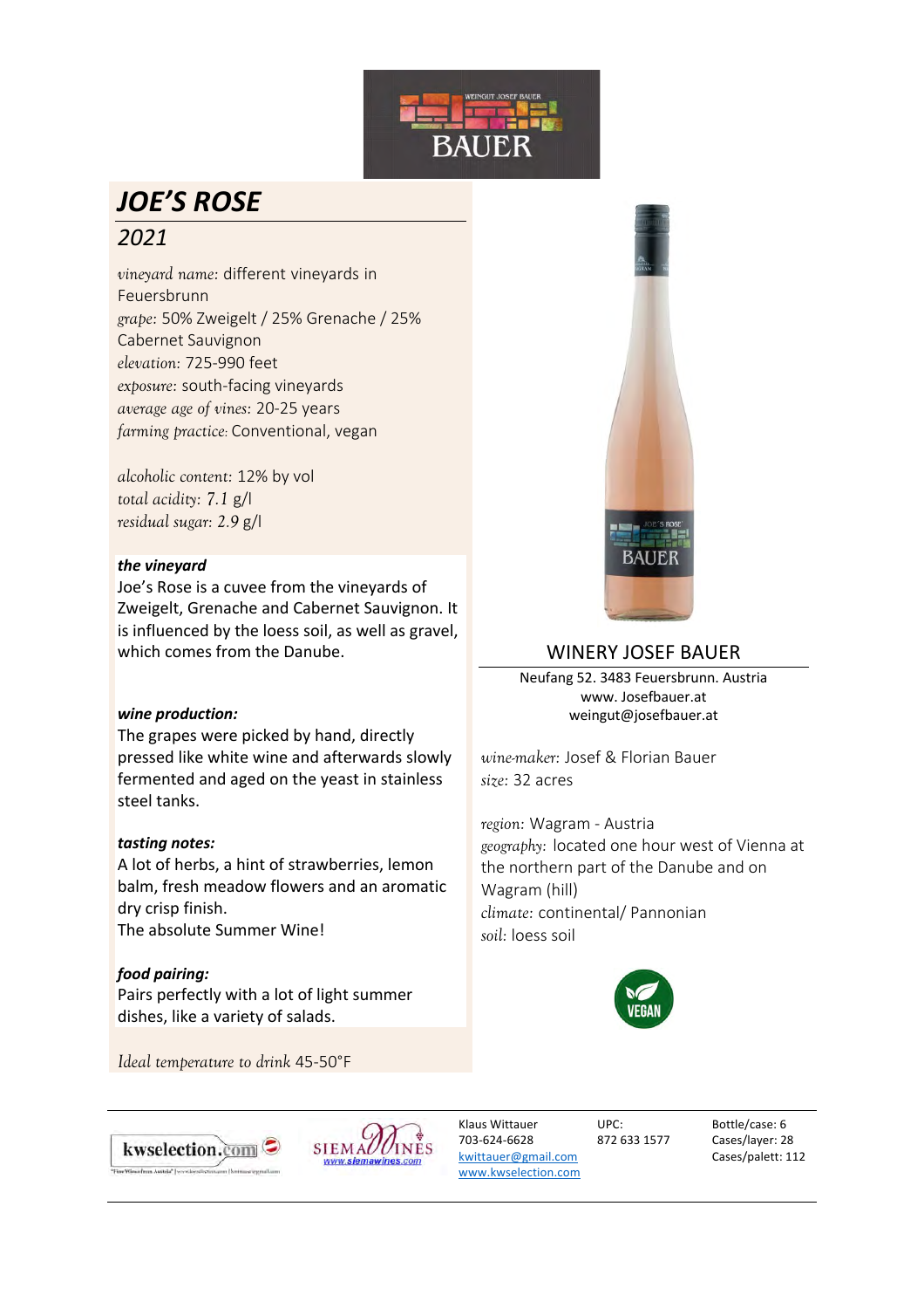BAUER

# JOE'S ROSE

## 2021

*vineyard name:* different vineyards in Feuersbrunn
*grape:* 50% Zweigelt / 25% Grenache / 25% Cabernet Sauvignon
*elevation:* 725-990 feet
*exposure:* south-facing vineyards
*average age of vines:* 20-25 years
*farming practice:* Conventional, vegan

*alcoholic content:* 12% by vol
*total acidity:* 7.1 g/l
*residual sugar:* 2.9 g/l

***the vineyard***
Joe's Rose is a cuvee from the vineyards of Zweigelt, Grenache and Cabernet Sauvignon. It is influenced by the loess soil, as well as gravel, which comes from the Danube.

***wine production:***
The grapes were picked by hand, directly pressed like white wine and afterwards slowly fermented and aged on the yeast in stainless steel tanks.

***tasting notes:***
A lot of herbs, a hint of strawberries, lemon balm, fresh meadow flowers and an aromatic dry crisp finish.
The absolute Summer Wine!

***food pairing:***
Pairs perfectly with a lot of light summer dishes, like a variety of salads.

*Ideal temperature to drink* 45-50°F

## WINERY JOSEF BAUER

Neufang 52. 3483 Feuersbrunn. Austria
www. Josefbauer.at
weingut@josefbauer.at

*wine-maker:* Josef & Florian Bauer
*size:* 32 acres

*region:* Wagram - Austria
*geography:* located one hour west of Vienna at the northern part of the Danube and on Wagram (hill)
*climate:* continental/ Pannonian
*soil:* loess soil

VEGAN

kwselection.com — SIEMA WINES www.siemawines.com

| Klaus Wittauer | UPC: | Bottle/case: 6 |
|---|---|---|
| 703-624-6628 | 872 633 1577 | Cases/layer: 28 |
| kwittauer@gmail.com | | Cases/palett: 112 |
| www.kwselection.com | | |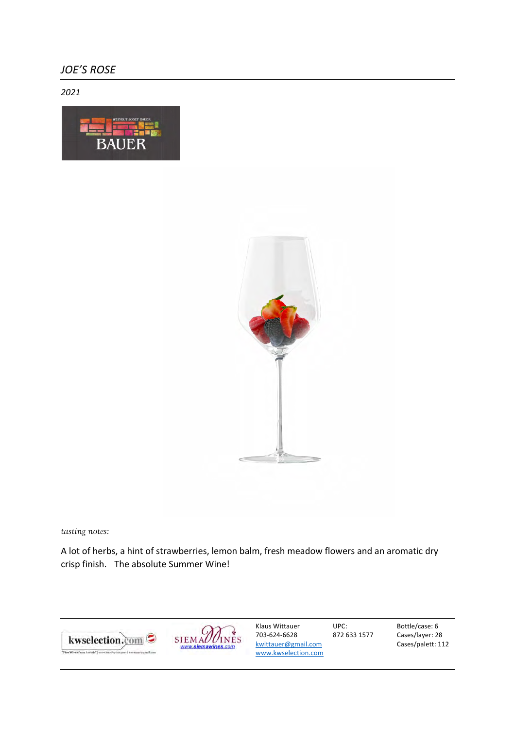*JOE'S ROSE*

*2021*

WEINGUT JOSEF BAUER

BAUER

*tasting notes:*

A lot of herbs, a hint of strawberries, lemon balm, fresh meadow flowers and an aromatic dry crisp finish. The absolute Summer Wine!

| | | | |
|---|---|---|---|
| kwselection.com / SIEMA WINES www.siemawines.com | Klaus Wittauer<br>703-624-6628<br>kwittauer@gmail.com<br>www.kwselection.com | UPC:<br>872 633 1577 | Bottle/case: 6<br>Cases/layer: 28<br>Cases/palett: 112 |